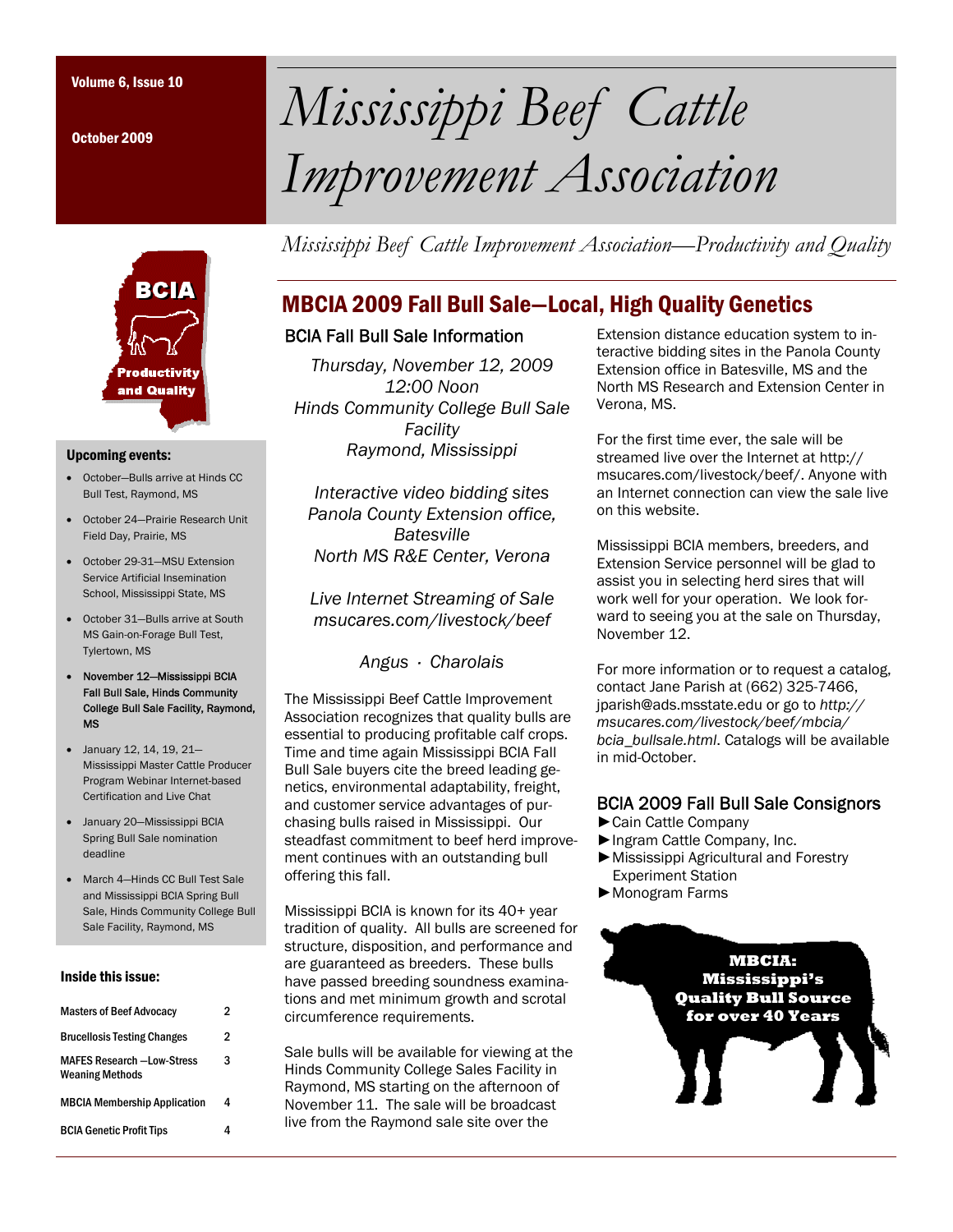Volume 6, Issue 10

October 2009

# Mississippi Beef Cattle Improvement Association

*Mississippi Beef Cattle Improvement Association—Productivity and Quality*

BCIA Productivity and Quality

### Upcoming events:

- October—Bulls arrive at Hinds CC Bull Test, Raymond, MS
- October 24—Prairie Research Unit Field Day, Prairie, MS
- October 29-31—MSU Extension Service Artificial Insemination School, Mississippi State, MS
- October 31—Bulls arrive at South MS Gain-on-Forage Bull Test, Tylertown, MS
- **November 12—Mississippi BCIA Fall Bull Sale, Hinds Community College Bull Sale Facility, Raymond, MS**
- January 12, 14, 19, 21—Mississippi Master Cattle Producer Program Webinar Internet-based Certification and Live Chat
- January 20—Mississippi BCIA Spring Bull Sale nomination deadline
- March 4—Hinds CC Bull Test Sale and Mississippi BCIA Spring Bull Sale, Hinds Community College Bull Sale Facility, Raymond, MS

### Inside this issue:

| | |
|---|---|
| Masters of Beef Advocacy | 2 |
| Brucellosis Testing Changes | 2 |
| MAFES Research —Low-Stress Weaning Methods | 3 |
| MBCIA Membership Application | 4 |
| BCIA Genetic Profit Tips | 4 |

## MBCIA 2009 Fall Bull Sale—Local, High Quality Genetics

### BCIA Fall Bull Sale Information

*Thursday, November 12, 2009*
*12:00 Noon*
*Hinds Community College Bull Sale Facility*
*Raymond, Mississippi*

*Interactive video bidding sites*
*Panola County Extension office, Batesville*
*North MS R&E Center, Verona*

*Live Internet Streaming of Sale*
*msucares.com/livestock/beef*

*Angus · Charolais*

The Mississippi Beef Cattle Improvement Association recognizes that quality bulls are essential to producing profitable calf crops. Time and time again Mississippi BCIA Fall Bull Sale buyers cite the breed leading genetics, environmental adaptability, freight, and customer service advantages of purchasing bulls raised in Mississippi. Our steadfast commitment to beef herd improvement continues with an outstanding bull offering this fall.

Mississippi BCIA is known for its 40+ year tradition of quality. All bulls are screened for structure, disposition, and performance and are guaranteed as breeders. These bulls have passed breeding soundness examinations and met minimum growth and scrotal circumference requirements.

Sale bulls will be available for viewing at the Hinds Community College Sales Facility in Raymond, MS starting on the afternoon of November 11. The sale will be broadcast live from the Raymond sale site over the Extension distance education system to interactive bidding sites in the Panola County Extension office in Batesville, MS and the North MS Research and Extension Center in Verona, MS.

For the first time ever, the sale will be streamed live over the Internet at http://msucares.com/livestock/beef/. Anyone with an Internet connection can view the sale live on this website.

Mississippi BCIA members, breeders, and Extension Service personnel will be glad to assist you in selecting herd sires that will work well for your operation. We look forward to seeing you at the sale on Thursday, November 12.

For more information or to request a catalog, contact Jane Parish at (662) 325-7466, jparish@ads.msstate.edu or go to *http://msucares.com/livestock/beef/mbcia/bcia_bullsale.html*. Catalogs will be available in mid-October.

### BCIA 2009 Fall Bull Sale Consignors

- ►Cain Cattle Company
- ►Ingram Cattle Company, Inc.
- ►Mississippi Agricultural and Forestry Experiment Station
- ►Monogram Farms

**MBCIA: Mississippi's Quality Bull Source for over 40 Years**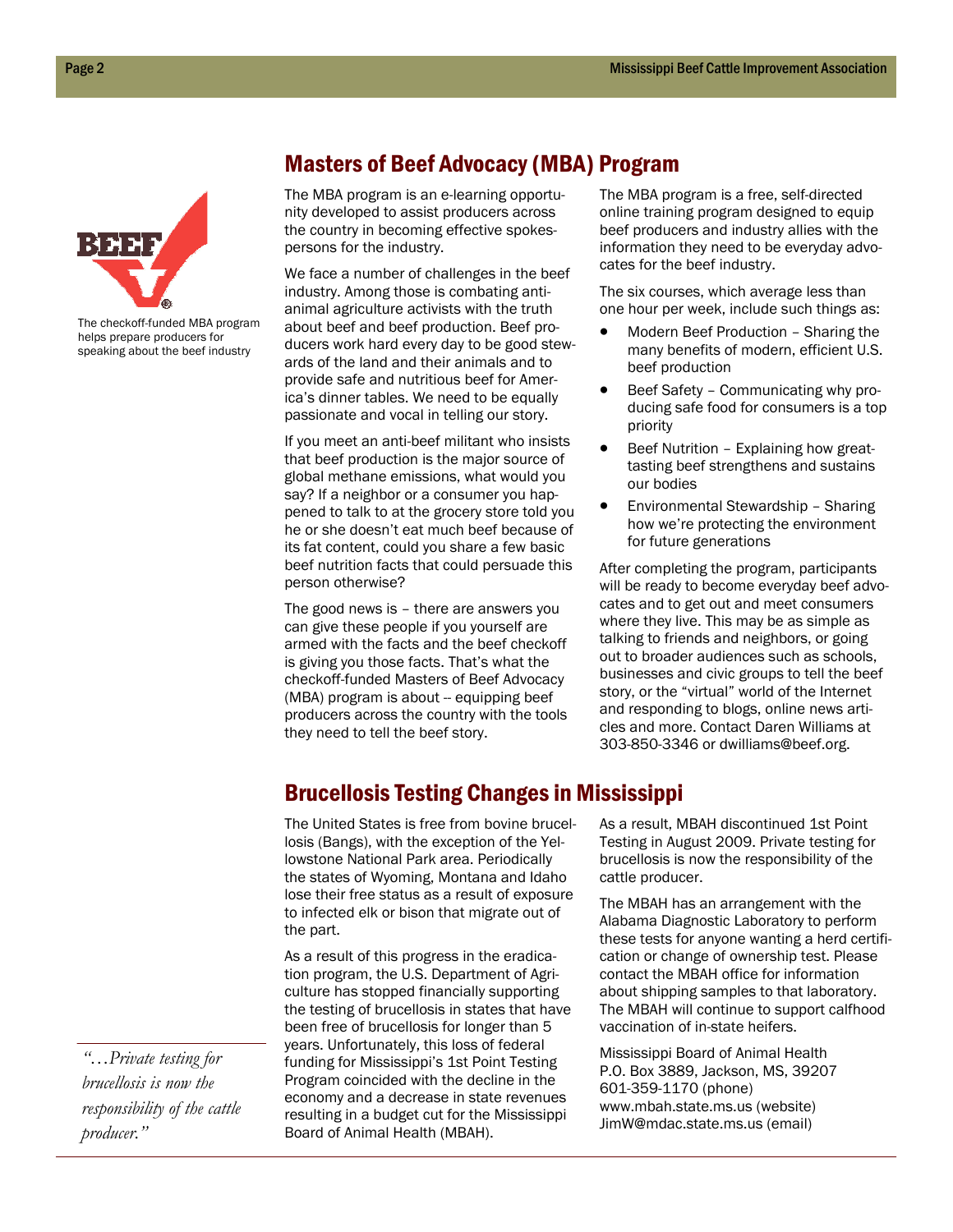The checkoff-funded MBA program helps prepare producers for speaking about the beef industry

## Masters of Beef Advocacy (MBA) Program

The MBA program is an e-learning opportunity developed to assist producers across the country in becoming effective spokespersons for the industry.

We face a number of challenges in the beef industry. Among those is combating anti-animal agriculture activists with the truth about beef and beef production. Beef producers work hard every day to be good stewards of the land and their animals and to provide safe and nutritious beef for America's dinner tables. We need to be equally passionate and vocal in telling our story.

If you meet an anti-beef militant who insists that beef production is the major source of global methane emissions, what would you say? If a neighbor or a consumer you happened to talk to at the grocery store told you he or she doesn't eat much beef because of its fat content, could you share a few basic beef nutrition facts that could persuade this person otherwise?

The good news is – there are answers you can give these people if you yourself are armed with the facts and the beef checkoff is giving you those facts. That's what the checkoff-funded Masters of Beef Advocacy (MBA) program is about -- equipping beef producers across the country with the tools they need to tell the beef story.

The MBA program is a free, self-directed online training program designed to equip beef producers and industry allies with the information they need to be everyday advocates for the beef industry.

The six courses, which average less than one hour per week, include such things as:

- Modern Beef Production – Sharing the many benefits of modern, efficient U.S. beef production
- Beef Safety – Communicating why producing safe food for consumers is a top priority
- Beef Nutrition – Explaining how great-tasting beef strengthens and sustains our bodies
- Environmental Stewardship – Sharing how we're protecting the environment for future generations

After completing the program, participants will be ready to become everyday beef advocates and to get out and meet consumers where they live. This may be as simple as talking to friends and neighbors, or going out to broader audiences such as schools, businesses and civic groups to tell the beef story, or the "virtual" world of the Internet and responding to blogs, online news articles and more. Contact Daren Williams at 303-850-3346 or dwilliams@beef.org.

## Brucellosis Testing Changes in Mississippi

The United States is free from bovine brucellosis (Bangs), with the exception of the Yellowstone National Park area. Periodically the states of Wyoming, Montana and Idaho lose their free status as a result of exposure to infected elk or bison that migrate out of the part.

As a result of this progress in the eradication program, the U.S. Department of Agriculture has stopped financially supporting the testing of brucellosis in states that have been free of brucellosis for longer than 5 years. Unfortunately, this loss of federal funding for Mississippi's 1st Point Testing Program coincided with the decline in the economy and a decrease in state revenues resulting in a budget cut for the Mississippi Board of Animal Health (MBAH).

*"…Private testing for brucellosis is now the responsibility of the cattle producer."*

As a result, MBAH discontinued 1st Point Testing in August 2009. Private testing for brucellosis is now the responsibility of the cattle producer.

The MBAH has an arrangement with the Alabama Diagnostic Laboratory to perform these tests for anyone wanting a herd certification or change of ownership test. Please contact the MBAH office for information about shipping samples to that laboratory. The MBAH will continue to support calfhood vaccination of in-state heifers.

Mississippi Board of Animal Health
P.O. Box 3889, Jackson, MS, 39207
601-359-1170 (phone)
www.mbah.state.ms.us (website)
JimW@mdac.state.ms.us (email)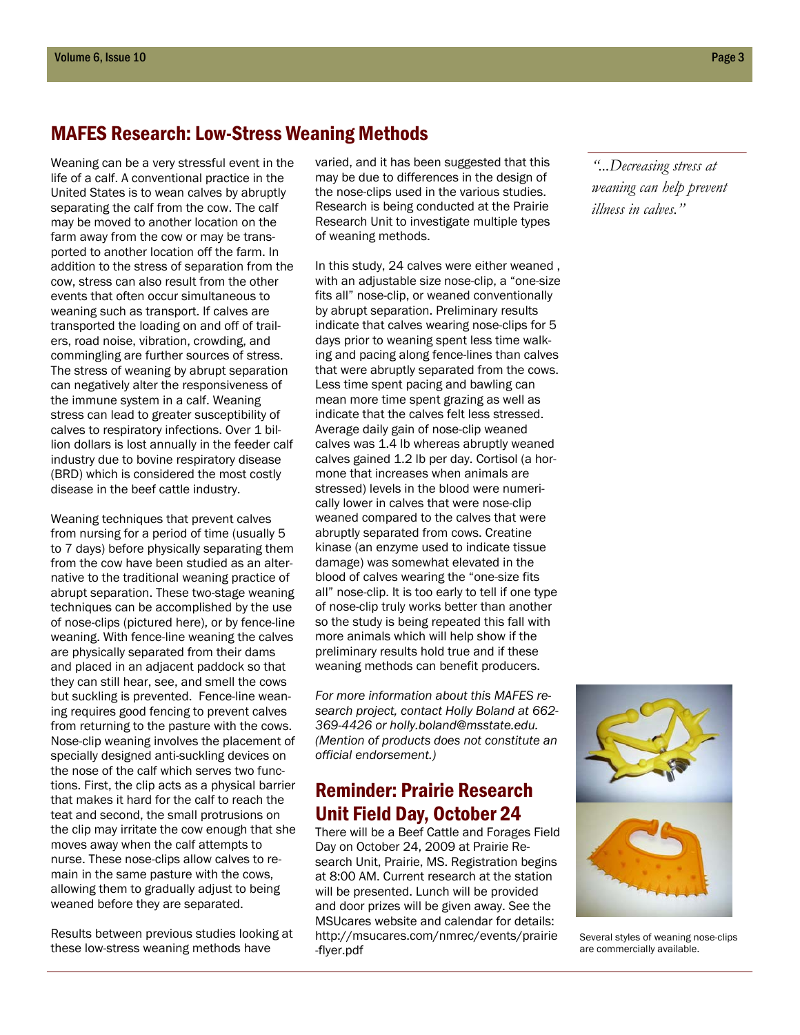## MAFES Research: Low-Stress Weaning Methods

Weaning can be a very stressful event in the life of a calf. A conventional practice in the United States is to wean calves by abruptly separating the calf from the cow. The calf may be moved to another location on the farm away from the cow or may be transported to another location off the farm. In addition to the stress of separation from the cow, stress can also result from the other events that often occur simultaneous to weaning such as transport. If calves are transported the loading on and off of trailers, road noise, vibration, crowding, and commingling are further sources of stress. The stress of weaning by abrupt separation can negatively alter the responsiveness of the immune system in a calf. Weaning stress can lead to greater susceptibility of calves to respiratory infections. Over 1 billion dollars is lost annually in the feeder calf industry due to bovine respiratory disease (BRD) which is considered the most costly disease in the beef cattle industry.

Weaning techniques that prevent calves from nursing for a period of time (usually 5 to 7 days) before physically separating them from the cow have been studied as an alternative to the traditional weaning practice of abrupt separation. These two-stage weaning techniques can be accomplished by the use of nose-clips (pictured here), or by fence-line weaning. With fence-line weaning the calves are physically separated from their dams and placed in an adjacent paddock so that they can still hear, see, and smell the cows but suckling is prevented. Fence-line weaning requires good fencing to prevent calves from returning to the pasture with the cows. Nose-clip weaning involves the placement of specially designed anti-suckling devices on the nose of the calf which serves two functions. First, the clip acts as a physical barrier that makes it hard for the calf to reach the teat and second, the small protrusions on the clip may irritate the cow enough that she moves away when the calf attempts to nurse. These nose-clips allow calves to remain in the same pasture with the cows, allowing them to gradually adjust to being weaned before they are separated.

Results between previous studies looking at these low-stress weaning methods have varied, and it has been suggested that this may be due to differences in the design of the nose-clips used in the various studies. Research is being conducted at the Prairie Research Unit to investigate multiple types of weaning methods.

In this study, 24 calves were either weaned , with an adjustable size nose-clip, a "one-size fits all" nose-clip, or weaned conventionally by abrupt separation. Preliminary results indicate that calves wearing nose-clips for 5 days prior to weaning spent less time walking and pacing along fence-lines than calves that were abruptly separated from the cows. Less time spent pacing and bawling can mean more time spent grazing as well as indicate that the calves felt less stressed. Average daily gain of nose-clip weaned calves was 1.4 lb whereas abruptly weaned calves gained 1.2 lb per day. Cortisol (a hormone that increases when animals are stressed) levels in the blood were numerically lower in calves that were nose-clip weaned compared to the calves that were abruptly separated from cows. Creatine kinase (an enzyme used to indicate tissue damage) was somewhat elevated in the blood of calves wearing the "one-size fits all" nose-clip. It is too early to tell if one type of nose-clip truly works better than another so the study is being repeated this fall with more animals which will help show if the preliminary results hold true and if these weaning methods can benefit producers.

*For more information about this MAFES research project, contact Holly Boland at 662-369-4426 or holly.boland@msstate.edu. (Mention of products does not constitute an official endorsement.)*

> *"...Decreasing stress at weaning can help prevent illness in calves."*

Several styles of weaning nose-clips are commercially available.

## Reminder: Prairie Research Unit Field Day, October 24

There will be a Beef Cattle and Forages Field Day on October 24, 2009 at Prairie Research Unit, Prairie, MS. Registration begins at 8:00 AM. Current research at the station will be presented. Lunch will be provided and door prizes will be given away. See the MSUcares website and calendar for details: http://msucares.com/nmrec/events/prairie-flyer.pdf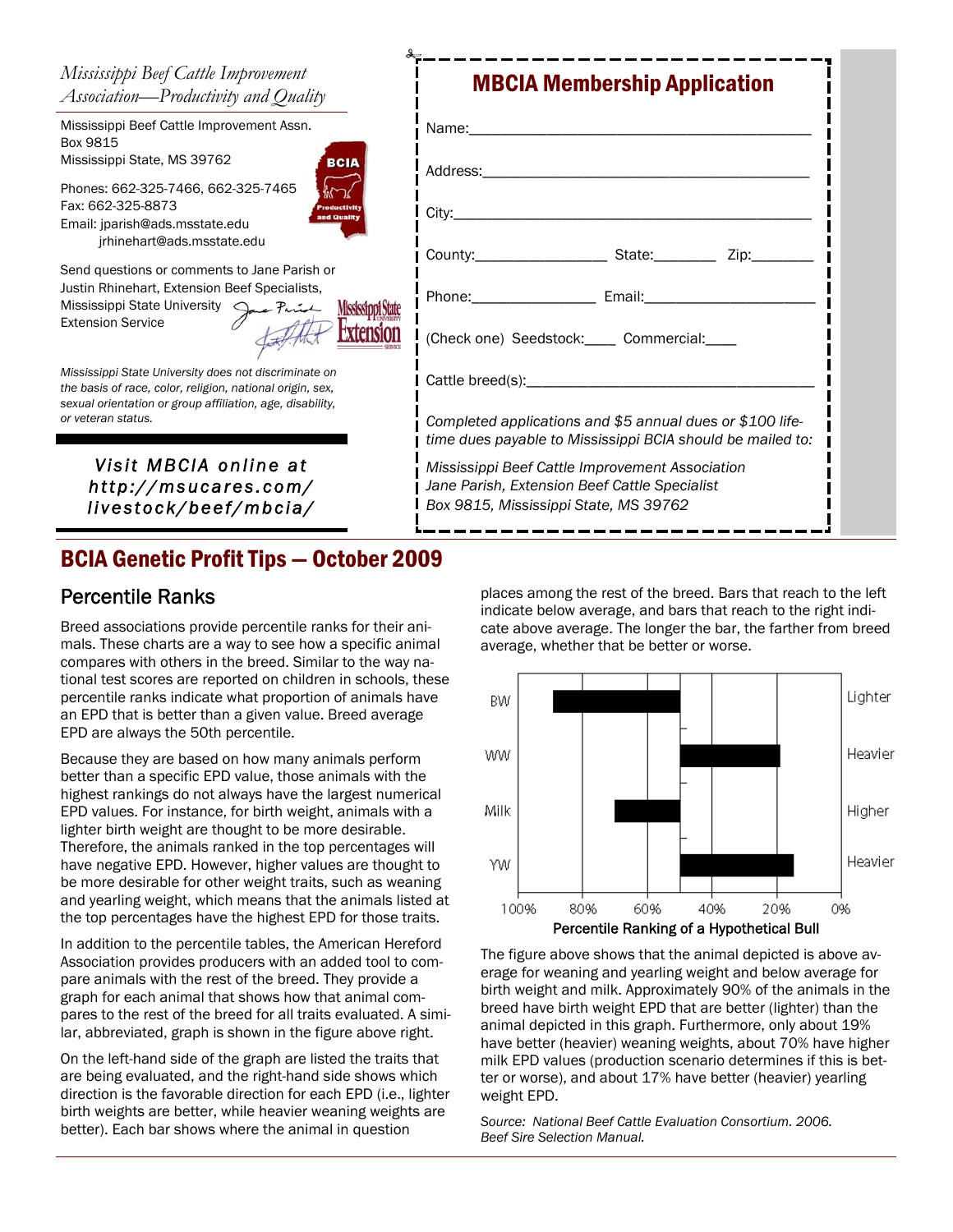*Mississippi Beef Cattle Improvement Association—Productivity and Quality*

Mississippi Beef Cattle Improvement Assn.
Box 9815
Mississippi State, MS 39762

Phones: 662-325-7466, 662-325-7465
Fax: 662-325-8873
Email: jparish@ads.msstate.edu
jrhinehart@ads.msstate.edu

Send questions or comments to Jane Parish or Justin Rhinehart, Extension Beef Specialists, Mississippi State University Extension Service

*Mississippi State University does not discriminate on the basis of race, color, religion, national origin, sex, sexual orientation or group affiliation, age, disability, or veteran status.*

***Visit MBCIA online at http://msucares.com/livestock/beef/mbcia/***

## MBCIA Membership Application

Name:\_\_\_\_\_\_\_\_\_\_\_\_\_\_\_\_\_\_\_\_\_\_\_\_\_\_\_\_\_\_\_\_\_\_\_\_\_\_\_\_

Address:\_\_\_\_\_\_\_\_\_\_\_\_\_\_\_\_\_\_\_\_\_\_\_\_\_\_\_\_\_\_\_\_\_\_\_\_\_\_

City:\_\_\_\_\_\_\_\_\_\_\_\_\_\_\_\_\_\_\_\_\_\_\_\_\_\_\_\_\_\_\_\_\_\_\_\_\_\_\_\_\_\_

County:\_\_\_\_\_\_\_\_\_\_\_\_\_\_\_\_ State:\_\_\_\_\_\_\_\_ Zip:\_\_\_\_\_\_\_\_

Phone:\_\_\_\_\_\_\_\_\_\_\_\_\_\_\_ Email:\_\_\_\_\_\_\_\_\_\_\_\_\_\_\_\_\_\_\_\_\_

(Check one) Seedstock:\_\_\_\_ Commercial:\_\_\_\_

Cattle breed(s):\_\_\_\_\_\_\_\_\_\_\_\_\_\_\_\_\_\_\_\_\_\_\_\_\_\_\_\_\_\_\_\_\_\_\_

*Completed applications and $5 annual dues or $100 life-time dues payable to Mississippi BCIA should be mailed to:*

*Mississippi Beef Cattle Improvement Association*
*Jane Parish, Extension Beef Cattle Specialist*
*Box 9815, Mississippi State, MS 39762*

# BCIA Genetic Profit Tips — October 2009

## Percentile Ranks

Breed associations provide percentile ranks for their animals. These charts are a way to see how a specific animal compares with others in the breed. Similar to the way national test scores are reported on children in schools, these percentile ranks indicate what proportion of animals have an EPD that is better than a given value. Breed average EPD are always the 50th percentile.

Because they are based on how many animals perform better than a specific EPD value, those animals with the highest rankings do not always have the largest numerical EPD values. For instance, for birth weight, animals with a lighter birth weight are thought to be more desirable. Therefore, the animals ranked in the top percentages will have negative EPD. However, higher values are thought to be more desirable for other weight traits, such as weaning and yearling weight, which means that the animals listed at the top percentages have the highest EPD for those traits.

In addition to the percentile tables, the American Hereford Association provides producers with an added tool to compare animals with the rest of the breed. They provide a graph for each animal that shows how that animal compares to the rest of the breed for all traits evaluated. A similar, abbreviated, graph is shown in the figure above right.

On the left-hand side of the graph are listed the traits that are being evaluated, and the right-hand side shows which direction is the favorable direction for each EPD (i.e., lighter birth weights are better, while heavier weaning weights are better). Each bar shows where the animal in question places among the rest of the breed. Bars that reach to the left indicate below average, and bars that reach to the right indicate above average. The longer the bar, the farther from breed average, whether that be better or worse.

BW — Lighter
WW — Heavier
Milk — Higher
YW — Heavier

100% 80% 60% 40% 20% 0%

Percentile Ranking of a Hypothetical Bull

The figure above shows that the animal depicted is above average for weaning and yearling weight and below average for birth weight and milk. Approximately 90% of the animals in the breed have birth weight EPD that are better (lighter) than the animal depicted in this graph. Furthermore, only about 19% have better (heavier) weaning weights, about 70% have higher milk EPD values (production scenario determines if this is better or worse), and about 17% have better (heavier) yearling weight EPD.

*Source: National Beef Cattle Evaluation Consortium. 2006. Beef Sire Selection Manual.*